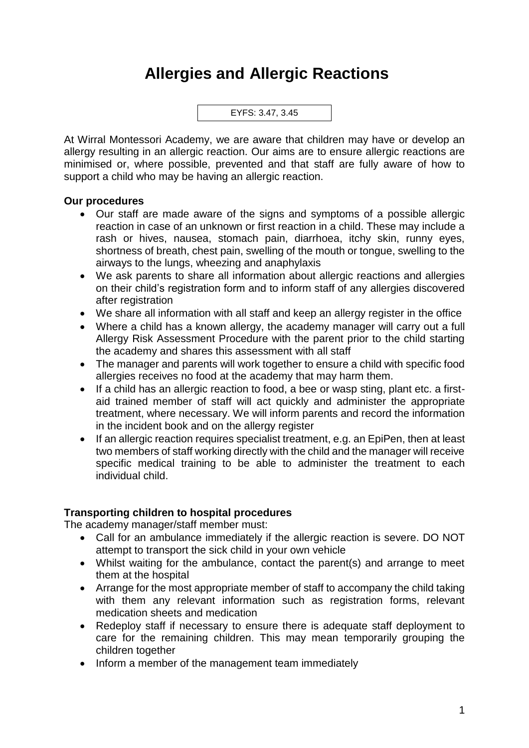# Allergies and Allergic Reactions

EYFS: 3.47, 3.45

At Wirral Montessori Academy, we are aware that children may have or develop an allergy resulting in an allergic reaction. Our aims are to ensure allergic reactions are minimised or, where possible, prevented and that staff are fully aware of how to support a child who may be having an allergic reaction.

**Our procedures**

- Our staff are made aware of the signs and symptoms of a possible allergic reaction in case of an unknown or first reaction in a child. These may include a rash or hives, nausea, stomach pain, diarrhoea, itchy skin, runny eyes, shortness of breath, chest pain, swelling of the mouth or tongue, swelling to the airways to the lungs, wheezing and anaphylaxis
- We ask parents to share all information about allergic reactions and allergies on their child's registration form and to inform staff of any allergies discovered after registration
- We share all information with all staff and keep an allergy register in the office
- Where a child has a known allergy, the academy manager will carry out a full Allergy Risk Assessment Procedure with the parent prior to the child starting the academy and shares this assessment with all staff
- The manager and parents will work together to ensure a child with specific food allergies receives no food at the academy that may harm them.
- If a child has an allergic reaction to food, a bee or wasp sting, plant etc. a first-aid trained member of staff will act quickly and administer the appropriate treatment, where necessary. We will inform parents and record the information in the incident book and on the allergy register
- If an allergic reaction requires specialist treatment, e.g. an EpiPen, then at least two members of staff working directly with the child and the manager will receive specific medical training to be able to administer the treatment to each individual child.

**Transporting children to hospital procedures**

The academy manager/staff member must:

- Call for an ambulance immediately if the allergic reaction is severe. DO NOT attempt to transport the sick child in your own vehicle
- Whilst waiting for the ambulance, contact the parent(s) and arrange to meet them at the hospital
- Arrange for the most appropriate member of staff to accompany the child taking with them any relevant information such as registration forms, relevant medication sheets and medication
- Redeploy staff if necessary to ensure there is adequate staff deployment to care for the remaining children. This may mean temporarily grouping the children together
- Inform a member of the management team immediately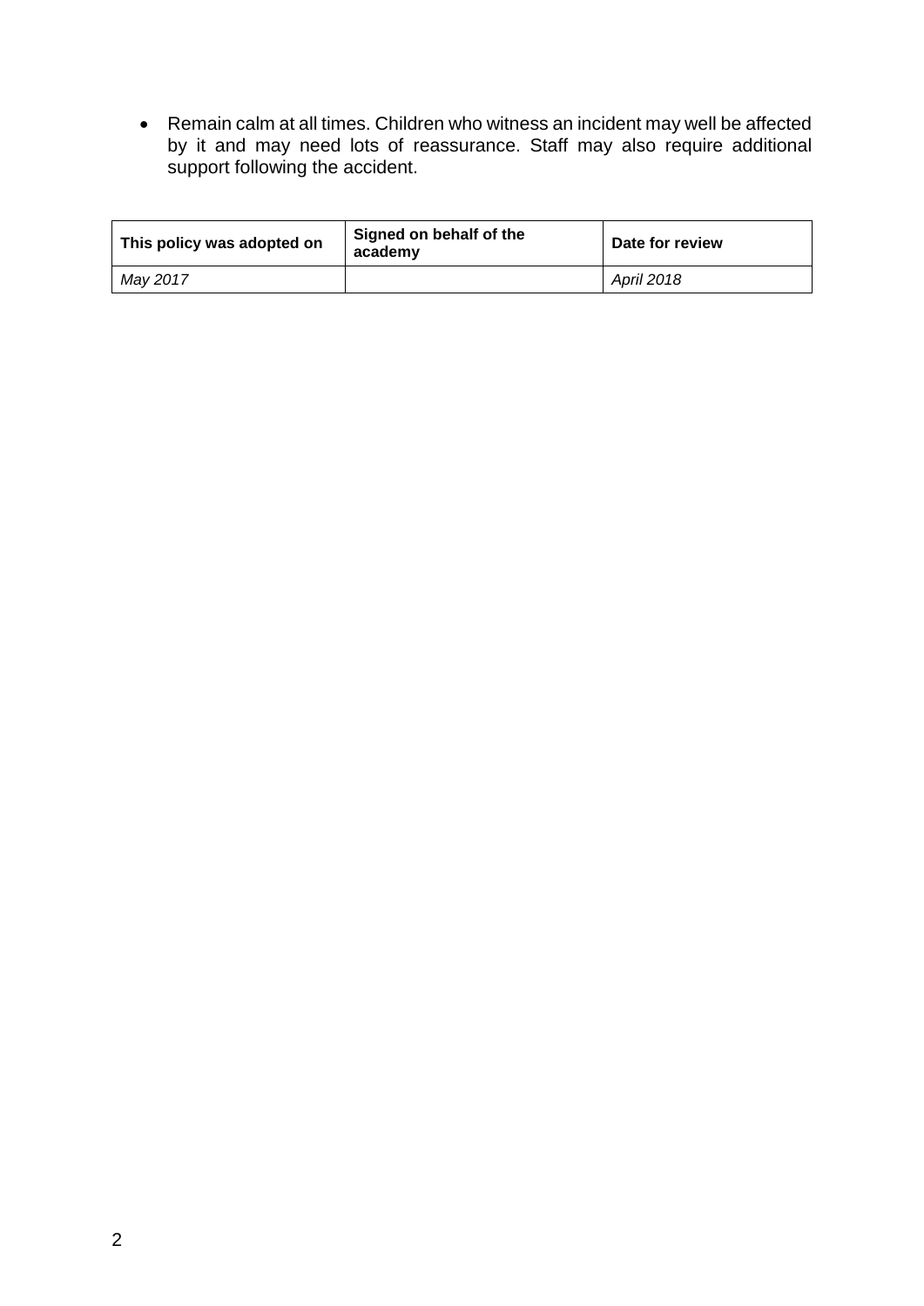- Remain calm at all times. Children who witness an incident may well be affected by it and may need lots of reassurance. Staff may also require additional support following the accident.

| **This policy was adopted on** | **Signed on behalf of the academy** | **Date for review** |
|---|---|---|
| *May 2017* | | *April 2018* |